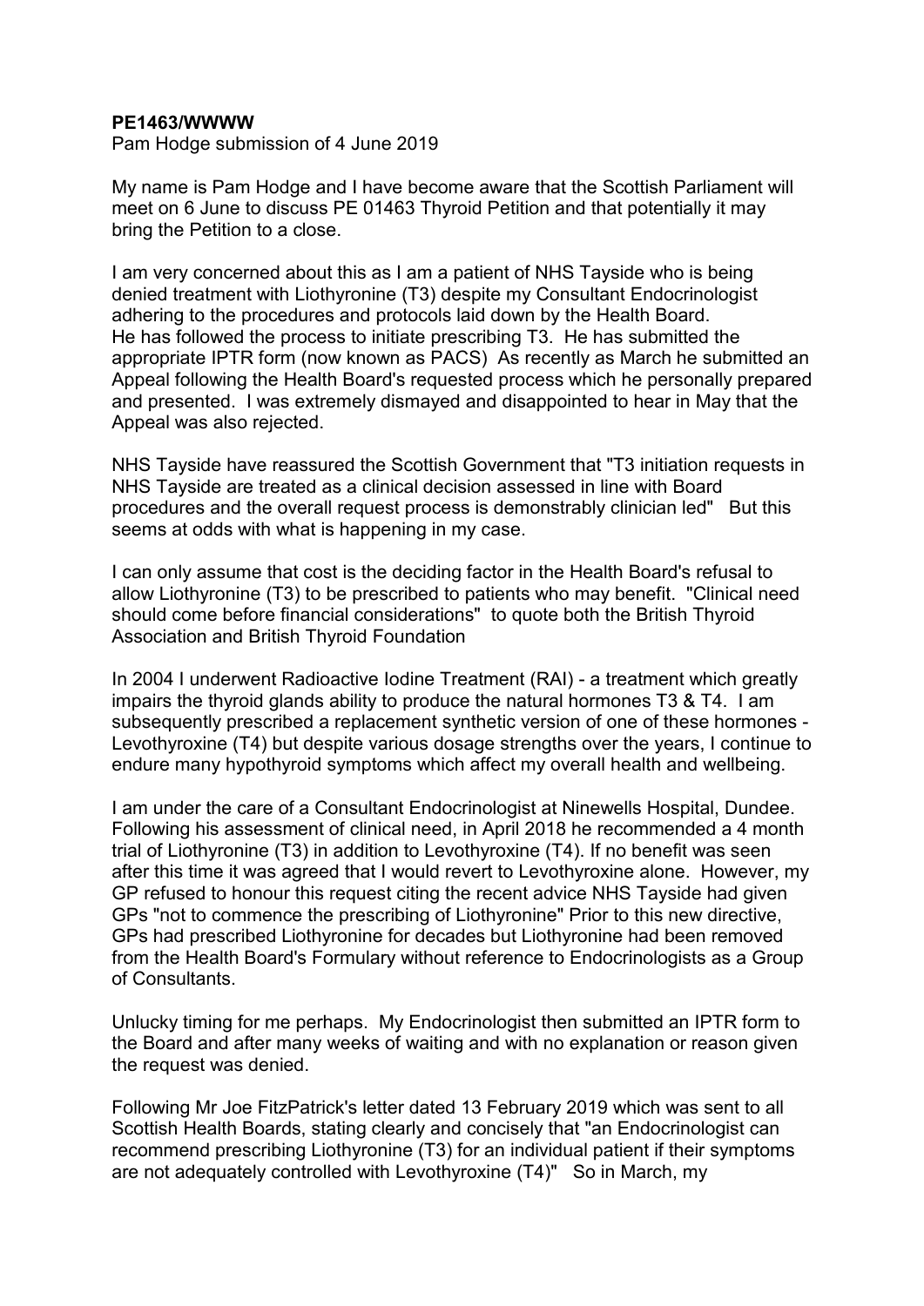**PE1463/WWWW**

Pam Hodge submission of 4 June 2019

My name is Pam Hodge and I have become aware that the Scottish Parliament will meet on 6 June to discuss PE 01463 Thyroid Petition and that potentially it may bring the Petition to a close.

I am very concerned about this as I am a patient of NHS Tayside who is being denied treatment with Liothyronine (T3) despite my Consultant Endocrinologist adhering to the procedures and protocols laid down by the Health Board. He has followed the process to initiate prescribing T3. He has submitted the appropriate IPTR form (now known as PACS) As recently as March he submitted an Appeal following the Health Board's requested process which he personally prepared and presented. I was extremely dismayed and disappointed to hear in May that the Appeal was also rejected.

NHS Tayside have reassured the Scottish Government that "T3 initiation requests in NHS Tayside are treated as a clinical decision assessed in line with Board procedures and the overall request process is demonstrably clinician led" But this seems at odds with what is happening in my case.

I can only assume that cost is the deciding factor in the Health Board's refusal to allow Liothyronine (T3) to be prescribed to patients who may benefit. "Clinical need should come before financial considerations" to quote both the British Thyroid Association and British Thyroid Foundation

In 2004 I underwent Radioactive Iodine Treatment (RAI) - a treatment which greatly impairs the thyroid glands ability to produce the natural hormones T3 & T4. I am subsequently prescribed a replacement synthetic version of one of these hormones - Levothyroxine (T4) but despite various dosage strengths over the years, I continue to endure many hypothyroid symptoms which affect my overall health and wellbeing.

I am under the care of a Consultant Endocrinologist at Ninewells Hospital, Dundee. Following his assessment of clinical need, in April 2018 he recommended a 4 month trial of Liothyronine (T3) in addition to Levothyroxine (T4). If no benefit was seen after this time it was agreed that I would revert to Levothyroxine alone. However, my GP refused to honour this request citing the recent advice NHS Tayside had given GPs "not to commence the prescribing of Liothyronine" Prior to this new directive, GPs had prescribed Liothyronine for decades but Liothyronine had been removed from the Health Board's Formulary without reference to Endocrinologists as a Group of Consultants.

Unlucky timing for me perhaps. My Endocrinologist then submitted an IPTR form to the Board and after many weeks of waiting and with no explanation or reason given the request was denied.

Following Mr Joe FitzPatrick's letter dated 13 February 2019 which was sent to all Scottish Health Boards, stating clearly and concisely that "an Endocrinologist can recommend prescribing Liothyronine (T3) for an individual patient if their symptoms are not adequately controlled with Levothyroxine (T4)" So in March, my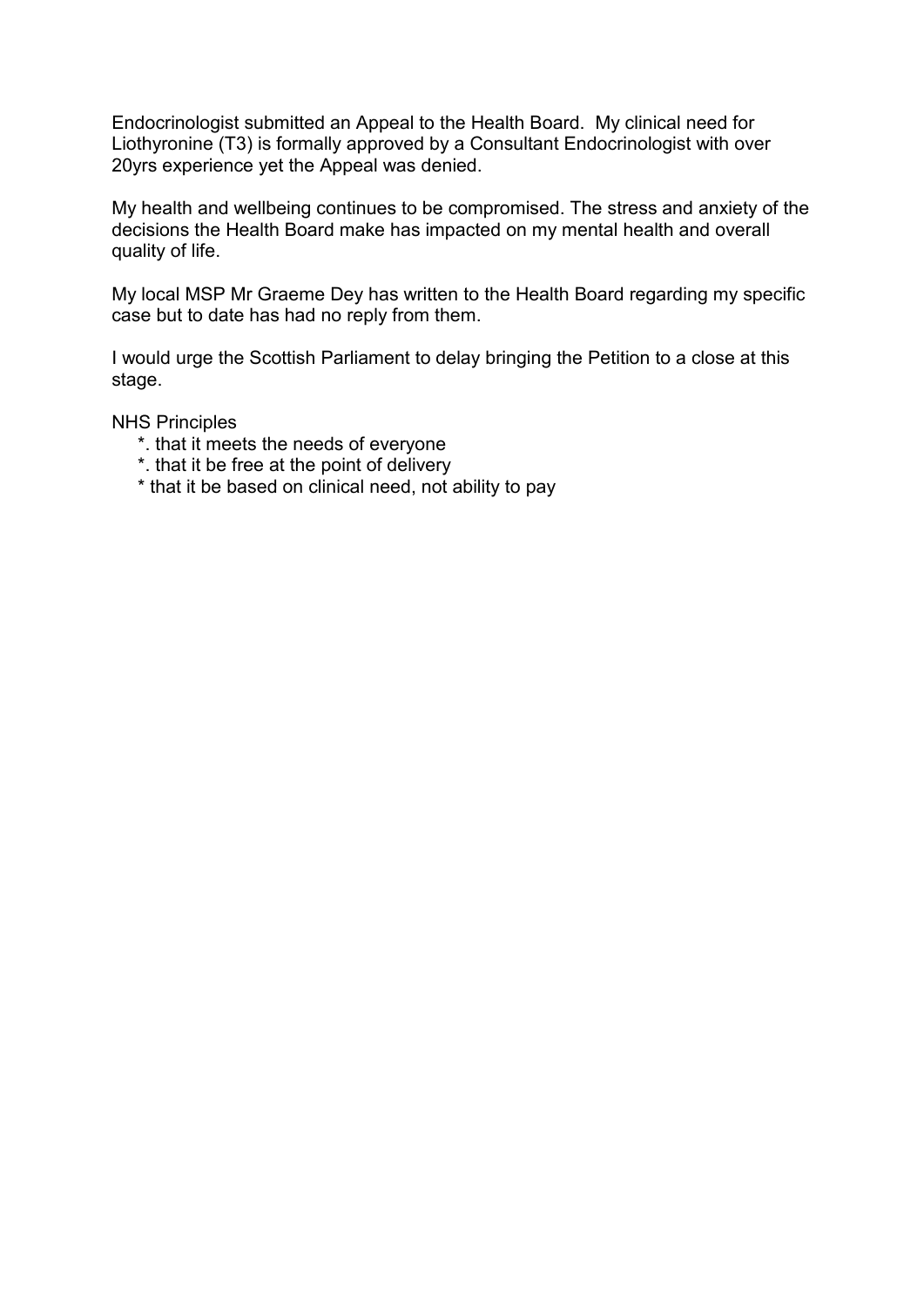Endocrinologist submitted an Appeal to the Health Board. My clinical need for Liothyronine (T3) is formally approved by a Consultant Endocrinologist with over 20yrs experience yet the Appeal was denied.

My health and wellbeing continues to be compromised. The stress and anxiety of the decisions the Health Board make has impacted on my mental health and overall quality of life.

My local MSP Mr Graeme Dey has written to the Health Board regarding my specific case but to date has had no reply from them.

I would urge the Scottish Parliament to delay bringing the Petition to a close at this stage.

NHS Principles

- *. that it meets the needs of everyone
- *. that it be free at the point of delivery
- * that it be based on clinical need, not ability to pay